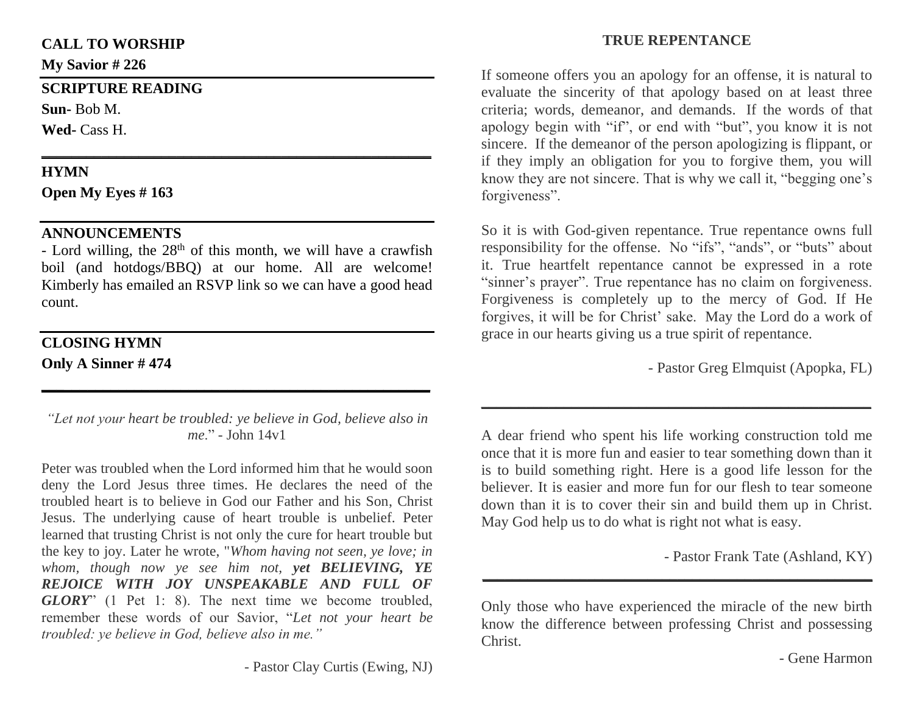**CALL TO WORSHIP**

**My Savior # 226**

---

**SCRIPTURE READING**

**Sun-** Bob M.

**Wed-** Cass H.

---

**HYMN**

**Open My Eyes # 163**

---

**ANNOUNCEMENTS**

- Lord willing, the 28th of this month, we will have a crawfish boil (and hotdogs/BBQ) at our home. All are welcome! Kimberly has emailed an RSVP link so we can have a good head count.

---

**CLOSING HYMN**

**Only A Sinner # 474**

---

*"Let not your heart be troubled: ye believe in God, believe also in me.*" - John 14v1

Peter was troubled when the Lord informed him that he would soon deny the Lord Jesus three times. He declares the need of the troubled heart is to believe in God our Father and his Son, Christ Jesus. The underlying cause of heart trouble is unbelief. Peter learned that trusting Christ is not only the cure for heart trouble but the key to joy. Later he wrote, "*Whom having not seen, ye love; in whom, though now ye see him not,* ***yet BELIEVING, YE REJOICE WITH JOY UNSPEAKABLE AND FULL OF GLORY***" (1 Pet 1: 8). The next time we become troubled, remember these words of our Savior, "*Let not your heart be troubled: ye believe in God, believe also in me."*

- Pastor Clay Curtis (Ewing, NJ)

**TRUE REPENTANCE**

If someone offers you an apology for an offense, it is natural to evaluate the sincerity of that apology based on at least three criteria; words, demeanor, and demands. If the words of that apology begin with "if", or end with "but", you know it is not sincere. If the demeanor of the person apologizing is flippant, or if they imply an obligation for you to forgive them, you will know they are not sincere. That is why we call it, "begging one's forgiveness".

So it is with God-given repentance. True repentance owns full responsibility for the offense. No "ifs", "ands", or "buts" about it. True heartfelt repentance cannot be expressed in a rote "sinner's prayer". True repentance has no claim on forgiveness. Forgiveness is completely up to the mercy of God. If He forgives, it will be for Christ' sake. May the Lord do a work of grace in our hearts giving us a true spirit of repentance.

- Pastor Greg Elmquist (Apopka, FL)

---

A dear friend who spent his life working construction told me once that it is more fun and easier to tear something down than it is to build something right. Here is a good life lesson for the believer. It is easier and more fun for our flesh to tear someone down than it is to cover their sin and build them up in Christ. May God help us to do what is right not what is easy.

- Pastor Frank Tate (Ashland, KY)

---

Only those who have experienced the miracle of the new birth know the difference between professing Christ and possessing Christ.

- Gene Harmon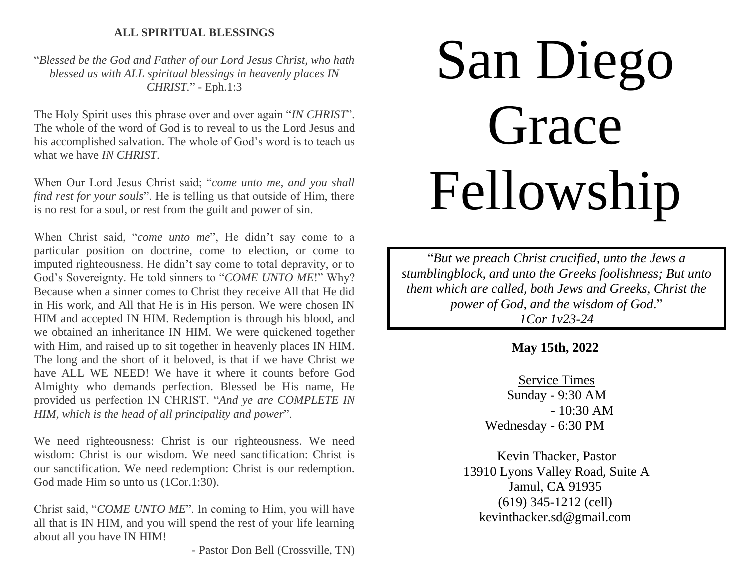**ALL SPIRITUAL BLESSINGS**

"*Blessed be the God and Father of our Lord Jesus Christ, who hath blessed us with ALL spiritual blessings in heavenly places IN CHRIST.*" - Eph.1:3

The Holy Spirit uses this phrase over and over again "*IN CHRIST*". The whole of the word of God is to reveal to us the Lord Jesus and his accomplished salvation. The whole of God's word is to teach us what we have *IN CHRIST*.

When Our Lord Jesus Christ said; "*come unto me, and you shall find rest for your souls*". He is telling us that outside of Him, there is no rest for a soul, or rest from the guilt and power of sin.

When Christ said, "*come unto me*", He didn't say come to a particular position on doctrine, come to election, or come to imputed righteousness. He didn't say come to total depravity, or to God's Sovereignty. He told sinners to "*COME UNTO ME*!" Why? Because when a sinner comes to Christ they receive All that He did in His work, and All that He is in His person. We were chosen IN HIM and accepted IN HIM. Redemption is through his blood, and we obtained an inheritance IN HIM. We were quickened together with Him, and raised up to sit together in heavenly places IN HIM. The long and the short of it beloved, is that if we have Christ we have ALL WE NEED! We have it where it counts before God Almighty who demands perfection. Blessed be His name, He provided us perfection IN CHRIST. "*And ye are COMPLETE IN HIM, which is the head of all principality and power*".

We need righteousness: Christ is our righteousness. We need wisdom: Christ is our wisdom. We need sanctification: Christ is our sanctification. We need redemption: Christ is our redemption. God made Him so unto us (1Cor.1:30).

Christ said, "*COME UNTO ME*". In coming to Him, you will have all that is IN HIM, and you will spend the rest of your life learning about all you have IN HIM!

- Pastor Don Bell (Crossville, TN)

# San Diego Grace Fellowship

"*But we preach Christ crucified, unto the Jews a stumblingblock, and unto the Greeks foolishness; But unto them which are called, both Jews and Greeks, Christ the power of God, and the wisdom of God*."
*1Cor 1v23-24*

**May 15th, 2022**

Service Times
Sunday - 9:30 AM
- 10:30 AM
Wednesday - 6:30 PM

Kevin Thacker, Pastor
13910 Lyons Valley Road, Suite A
Jamul, CA 91935
(619) 345-1212 (cell)
kevinthacker.sd@gmail.com